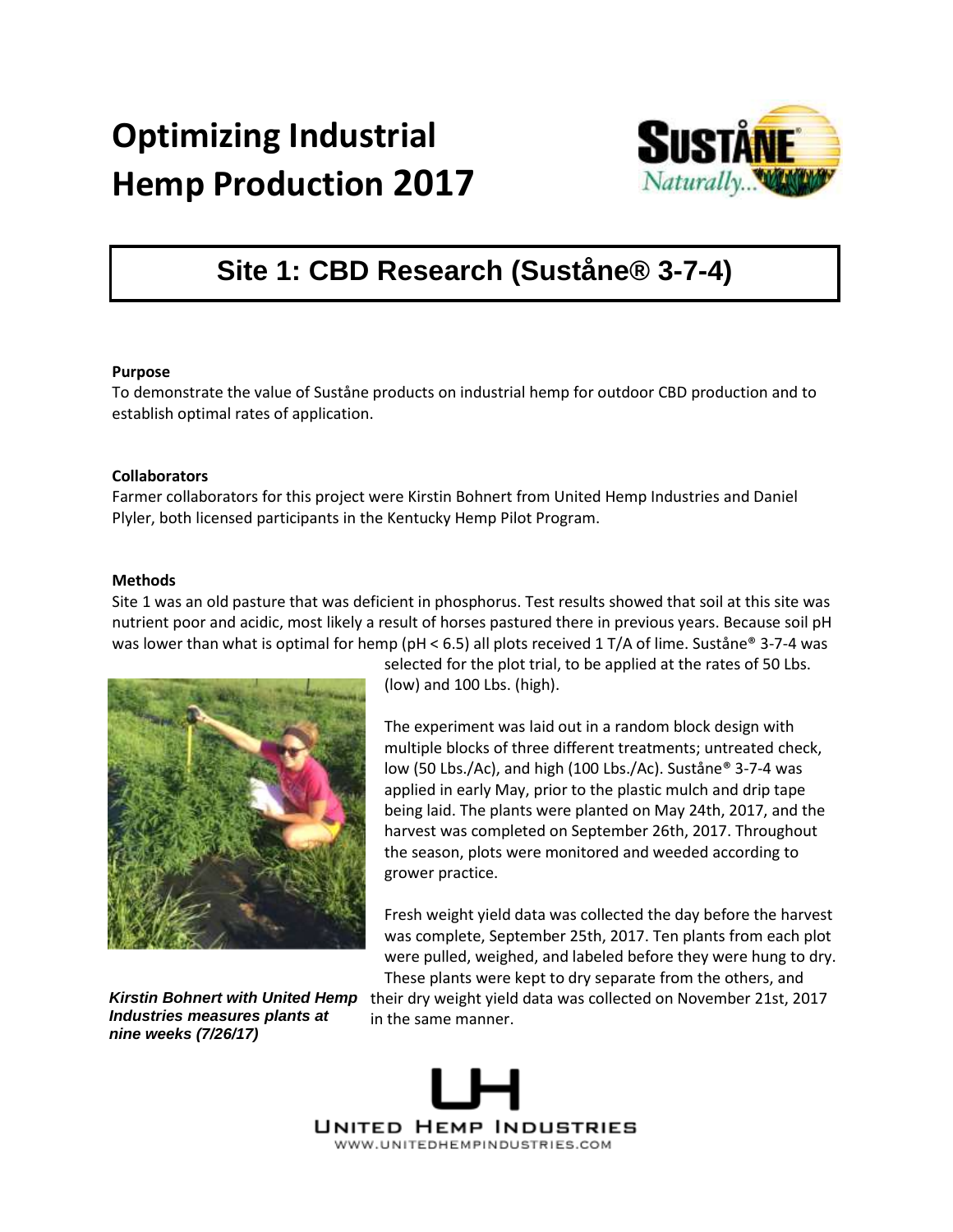# Optimizing Industrial Hemp Production 2017

## Site 1: CBD Research (Suståne® 3-7-4)

**Purpose**

To demonstrate the value of Suståne products on industrial hemp for outdoor CBD production and to establish optimal rates of application.

**Collaborators**

Farmer collaborators for this project were Kirstin Bohnert from United Hemp Industries and Daniel Plyler, both licensed participants in the Kentucky Hemp Pilot Program.

**Methods**

Site 1 was an old pasture that was deficient in phosphorus. Test results showed that soil at this site was nutrient poor and acidic, most likely a result of horses pastured there in previous years. Because soil pH was lower than what is optimal for hemp (pH < 6.5) all plots received 1 T/A of lime. Suståne® 3-7-4 was selected for the plot trial, to be applied at the rates of 50 Lbs. (low) and 100 Lbs. (high).

The experiment was laid out in a random block design with multiple blocks of three different treatments; untreated check, low (50 Lbs./Ac), and high (100 Lbs./Ac). Suståne® 3-7-4 was applied in early May, prior to the plastic mulch and drip tape being laid. The plants were planted on May 24th, 2017, and the harvest was completed on September 26th, 2017. Throughout the season, plots were monitored and weeded according to grower practice.

Fresh weight yield data was collected the day before the harvest was complete, September 25th, 2017. Ten plants from each plot were pulled, weighed, and labeled before they were hung to dry. These plants were kept to dry separate from the others, and their dry weight yield data was collected on November 21st, 2017 in the same manner.

***Kirstin Bohnert with United Hemp Industries measures plants at nine weeks (7/26/17)***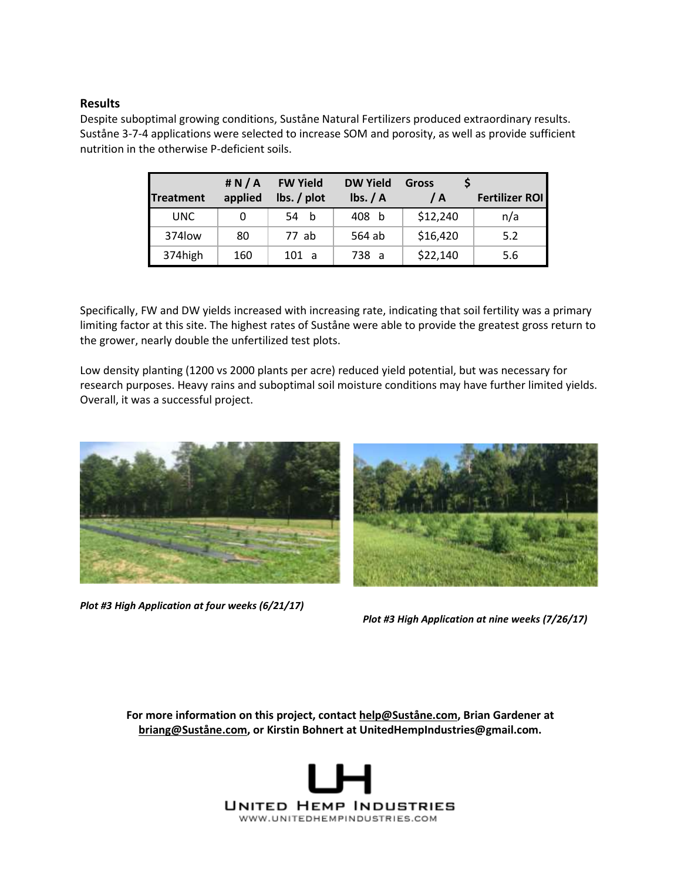## Results

Despite suboptimal growing conditions, Suståne Natural Fertilizers produced extraordinary results. Suståne 3-7-4 applications were selected to increase SOM and porosity, as well as provide sufficient nutrition in the otherwise P-deficient soils.

| Treatment | # N / A applied | FW Yield lbs. / plot | DW Yield lbs. / A | Gross $ / A | Fertilizer ROI |
|---|---|---|---|---|---|
| UNC | 0 | 54 b | 408 b | $12,240 | n/a |
| 374low | 80 | 77 ab | 564 ab | $16,420 | 5.2 |
| 374high | 160 | 101 a | 738 a | $22,140 | 5.6 |

Specifically, FW and DW yields increased with increasing rate, indicating that soil fertility was a primary limiting factor at this site. The highest rates of Suståne were able to provide the greatest gross return to the grower, nearly double the unfertilized test plots.

Low density planting (1200 vs 2000 plants per acre) reduced yield potential, but was necessary for research purposes. Heavy rains and suboptimal soil moisture conditions may have further limited yields. Overall, it was a successful project.

*Plot #3 High Application at four weeks (6/21/17)*

*Plot #3 High Application at nine weeks (7/26/17)*

**For more information on this project, contact help@Suståne.com, Brian Gardener at briang@Suståne.com, or Kirstin Bohnert at UnitedHempIndustries@gmail.com.**

UNITED HEMP INDUSTRIES
WWW.UNITEDHEMPINDUSTRIES.COM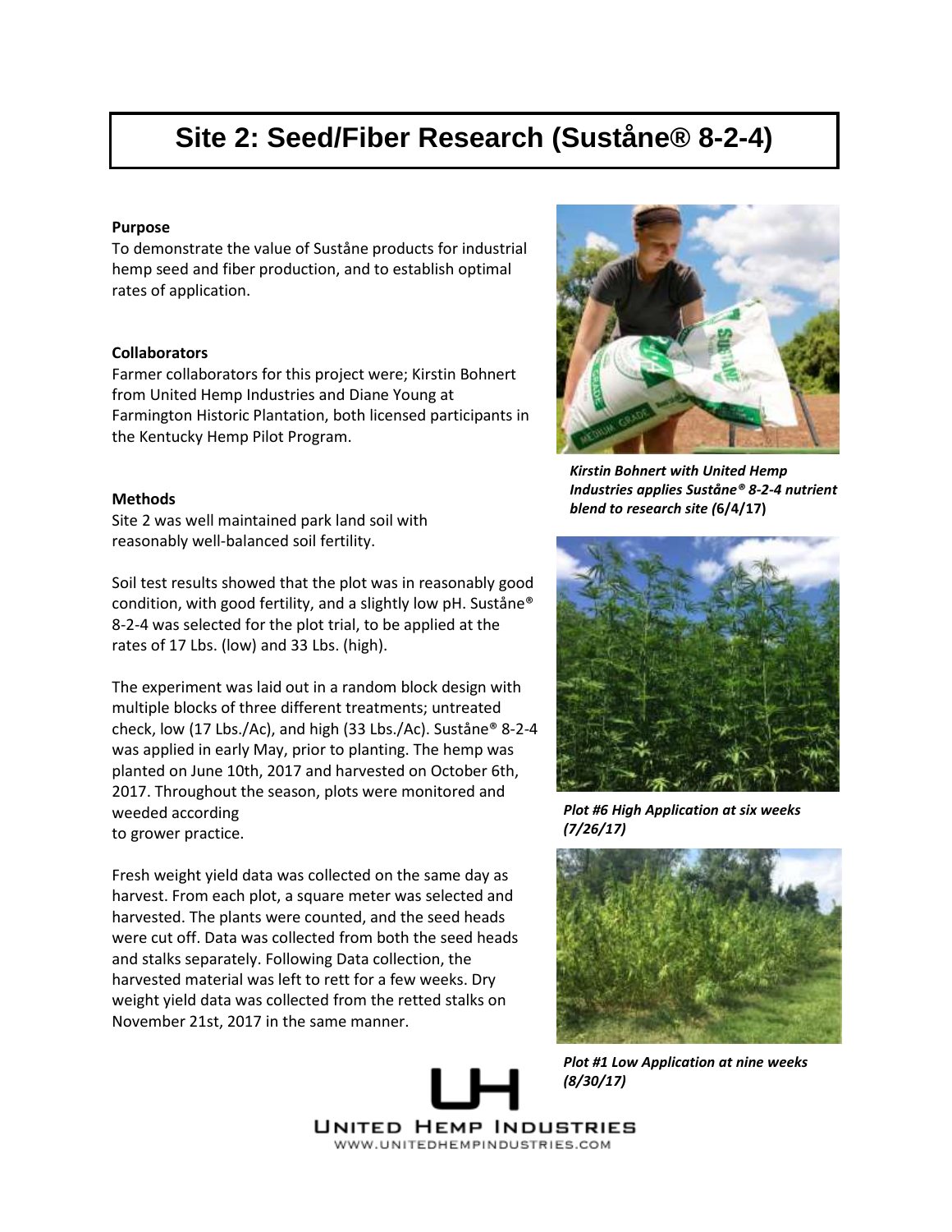# Site 2: Seed/Fiber Research (Suståne® 8-2-4)

**Purpose**

To demonstrate the value of Suståne products for industrial hemp seed and fiber production, and to establish optimal rates of application.

**Collaborators**

Farmer collaborators for this project were; Kirstin Bohnert from United Hemp Industries and Diane Young at Farmington Historic Plantation, both licensed participants in the Kentucky Hemp Pilot Program.

**Methods**

Site 2 was well maintained park land soil with reasonably well-balanced soil fertility.

Soil test results showed that the plot was in reasonably good condition, with good fertility, and a slightly low pH. Suståne® 8-2-4 was selected for the plot trial, to be applied at the rates of 17 Lbs. (low) and 33 Lbs. (high).

The experiment was laid out in a random block design with multiple blocks of three different treatments; untreated check, low (17 Lbs./Ac), and high (33 Lbs./Ac). Suståne® 8-2-4 was applied in early May, prior to planting. The hemp was planted on June 10th, 2017 and harvested on October 6th, 2017. Throughout the season, plots were monitored and weeded according to grower practice.

Fresh weight yield data was collected on the same day as harvest. From each plot, a square meter was selected and harvested. The plants were counted, and the seed heads were cut off. Data was collected from both the seed heads and stalks separately. Following Data collection, the harvested material was left to rett for a few weeks. Dry weight yield data was collected from the retted stalks on November 21st, 2017 in the same manner.

***Kirstin Bohnert with United Hemp Industries applies Suståne® 8-2-4 nutrient blend to research site (6/4/17)***

*Plot #6 High Application at six weeks (7/26/17)*

*Plot #1 Low Application at nine weeks (8/30/17)*

UNITED HEMP INDUSTRIES
WWW.UNITEDHEMPINDUSTRIES.COM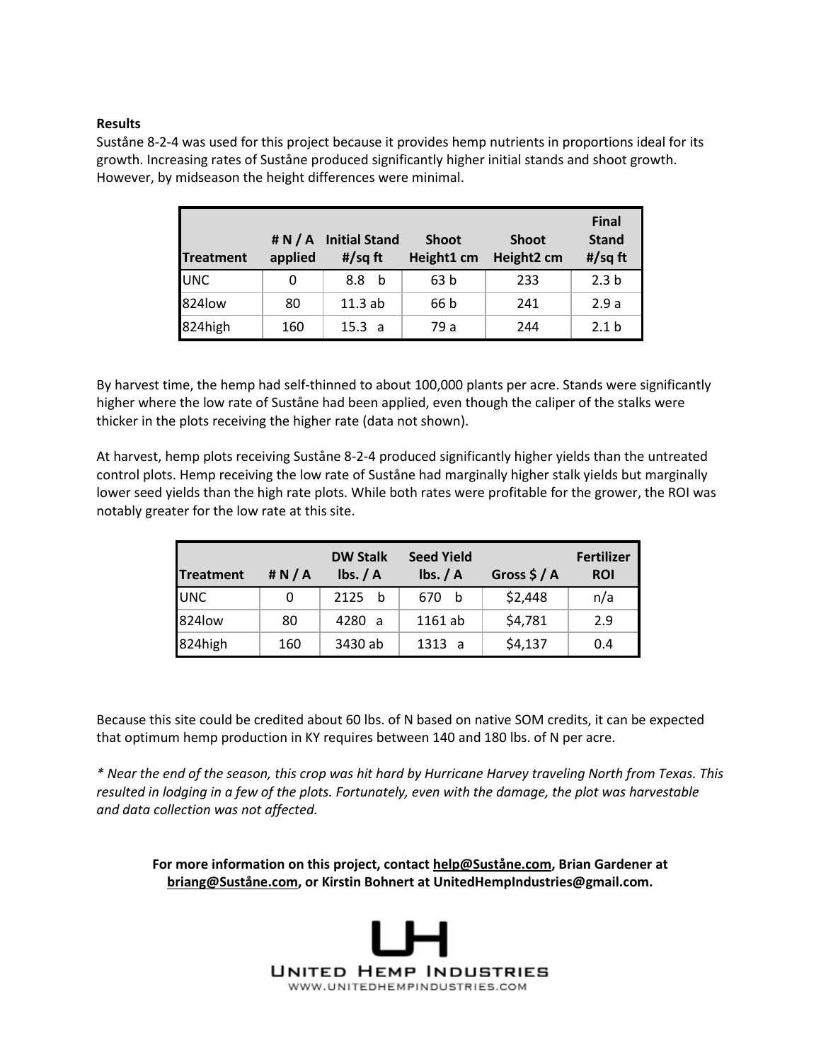**Results**

Suståne 8-2-4 was used for this project because it provides hemp nutrients in proportions ideal for its growth. Increasing rates of Suståne produced significantly higher initial stands and shoot growth. However, by midseason the height differences were minimal.

| Treatment | # N / A applied | Initial Stand #/sq ft | Shoot Height1 cm | Shoot Height2 cm | Final Stand #/sq ft |
|---|---|---|---|---|---|
| UNC | 0 | 8.8 b | 63 b | 233 | 2.3 b |
| 824low | 80 | 11.3 ab | 66 b | 241 | 2.9 a |
| 824high | 160 | 15.3 a | 79 a | 244 | 2.1 b |

By harvest time, the hemp had self-thinned to about 100,000 plants per acre. Stands were significantly higher where the low rate of Suståne had been applied, even though the caliper of the stalks were thicker in the plots receiving the higher rate (data not shown).

At harvest, hemp plots receiving Suståne 8-2-4 produced significantly higher yields than the untreated control plots. Hemp receiving the low rate of Suståne had marginally higher stalk yields but marginally lower seed yields than the high rate plots. While both rates were profitable for the grower, the ROI was notably greater for the low rate at this site.

| Treatment | # N / A | DW Stalk lbs. / A | Seed Yield lbs. / A | Gross $ / A | Fertilizer ROI |
|---|---|---|---|---|---|
| UNC | 0 | 2125 b | 670 b | $2,448 | n/a |
| 824low | 80 | 4280 a | 1161 ab | $4,781 | 2.9 |
| 824high | 160 | 3430 ab | 1313 a | $4,137 | 0.4 |

Because this site could be credited about 60 lbs. of N based on native SOM credits, it can be expected that optimum hemp production in KY requires between 140 and 180 lbs. of N per acre.

*\* Near the end of the season, this crop was hit hard by Hurricane Harvey traveling North from Texas. This resulted in lodging in a few of the plots. Fortunately, even with the damage, the plot was harvestable and data collection was not affected.*

**For more information on this project, contact help@Suståne.com, Brian Gardener at briang@Suståne.com, or Kirstin Bohnert at UnitedHempIndustries@gmail.com.**

UNITED HEMP INDUSTRIES
WWW.UNITEDHEMPINDUSTRIES.COM